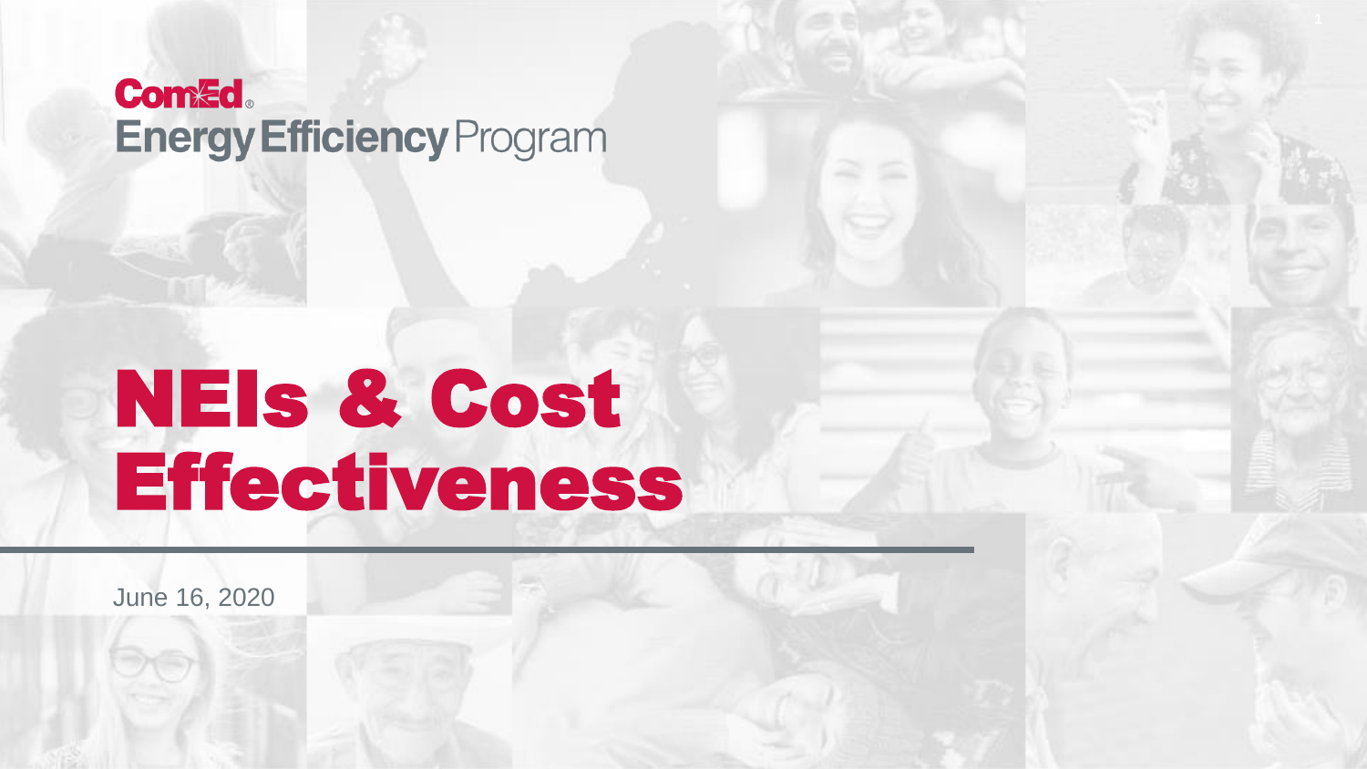ComEd
Energy Efficiency Program

# NEIs & Cost Effectiveness

June 16, 2020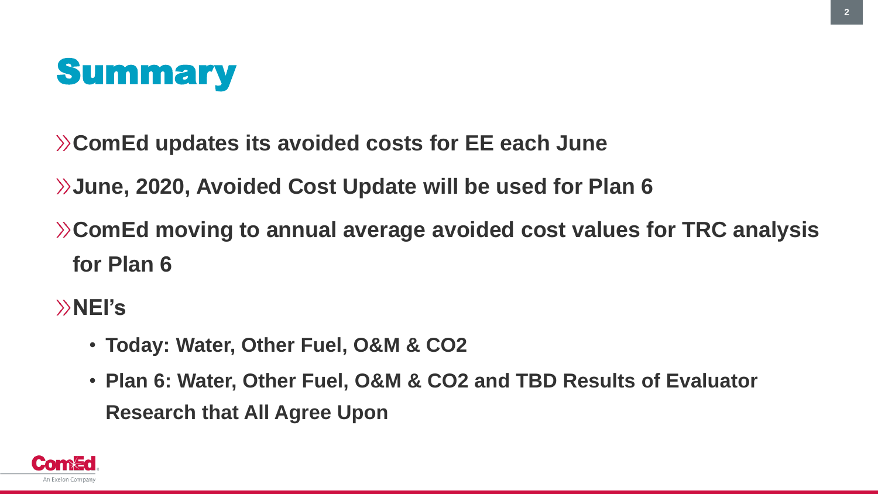# Summary

- **ComEd updates its avoided costs for EE each June**
- **June, 2020, Avoided Cost Update will be used for Plan 6**
- **ComEd moving to annual average avoided cost values for TRC analysis for Plan 6**
- **NEI's**
  - **Today: Water, Other Fuel, O&M & $CO_2$**
  - **Plan 6: Water, Other Fuel, O&M & $CO_2$ and TBD Results of Evaluator Research that All Agree Upon**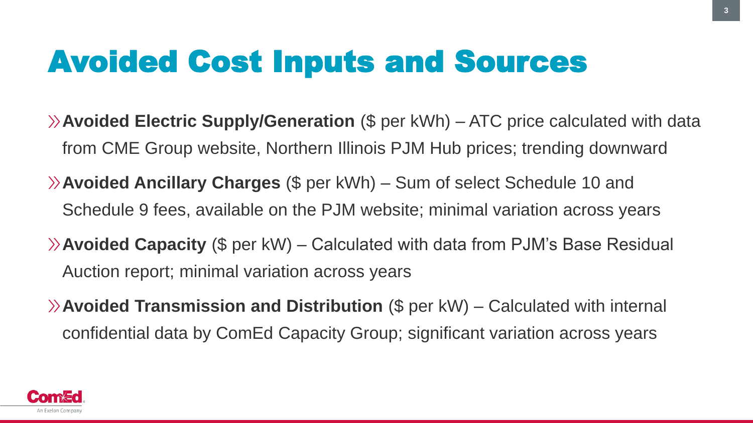# Avoided Cost Inputs and Sources

- **Avoided Electric Supply/Generation** ($ per kWh) – ATC price calculated with data from CME Group website, Northern Illinois PJM Hub prices; trending downward
- **Avoided Ancillary Charges** ($ per kWh) – Sum of select Schedule 10 and Schedule 9 fees, available on the PJM website; minimal variation across years
- **Avoided Capacity** ($ per kW) – Calculated with data from PJM's Base Residual Auction report; minimal variation across years
- **Avoided Transmission and Distribution** ($ per kW) – Calculated with internal confidential data by ComEd Capacity Group; significant variation across years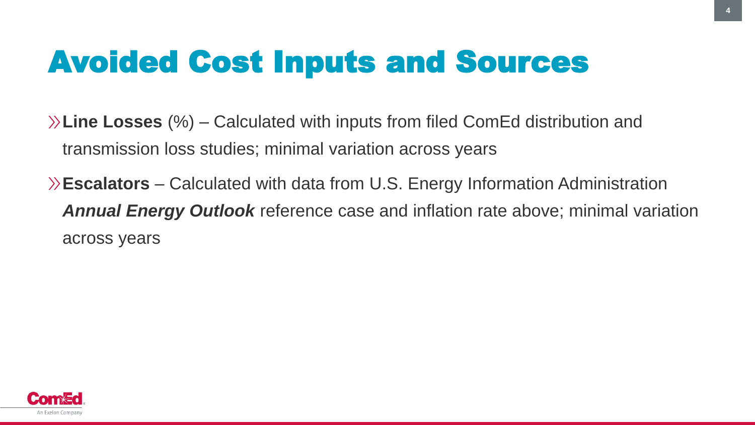# Avoided Cost Inputs and Sources

- **Line Losses** (%) – Calculated with inputs from filed ComEd distribution and transmission loss studies; minimal variation across years
- **Escalators** – Calculated with data from U.S. Energy Information Administration ***Annual Energy Outlook*** reference case and inflation rate above; minimal variation across years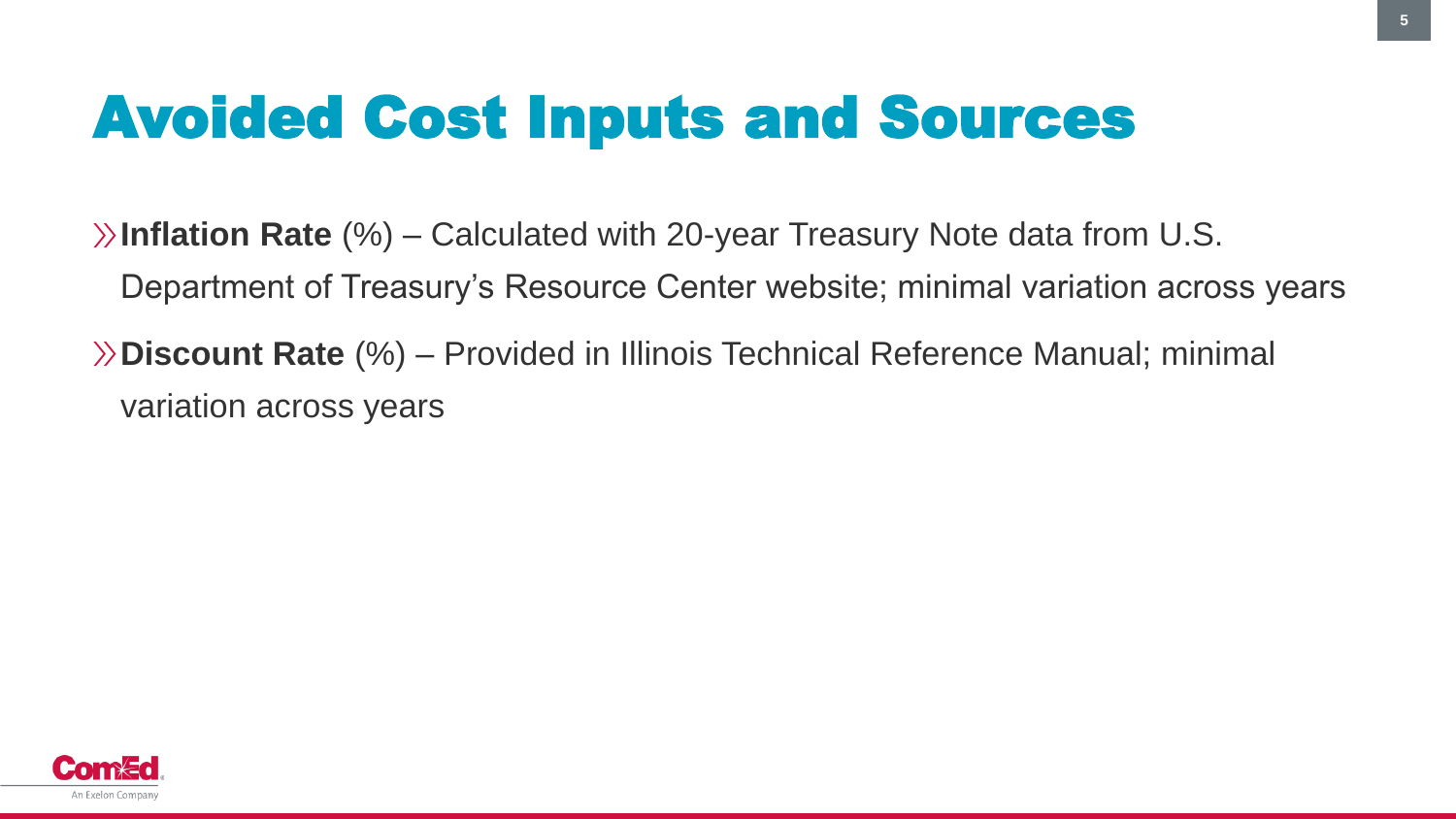# Avoided Cost Inputs and Sources

- **Inflation Rate** (%) – Calculated with 20-year Treasury Note data from U.S. Department of Treasury's Resource Center website; minimal variation across years
- **Discount Rate** (%) – Provided in Illinois Technical Reference Manual; minimal variation across years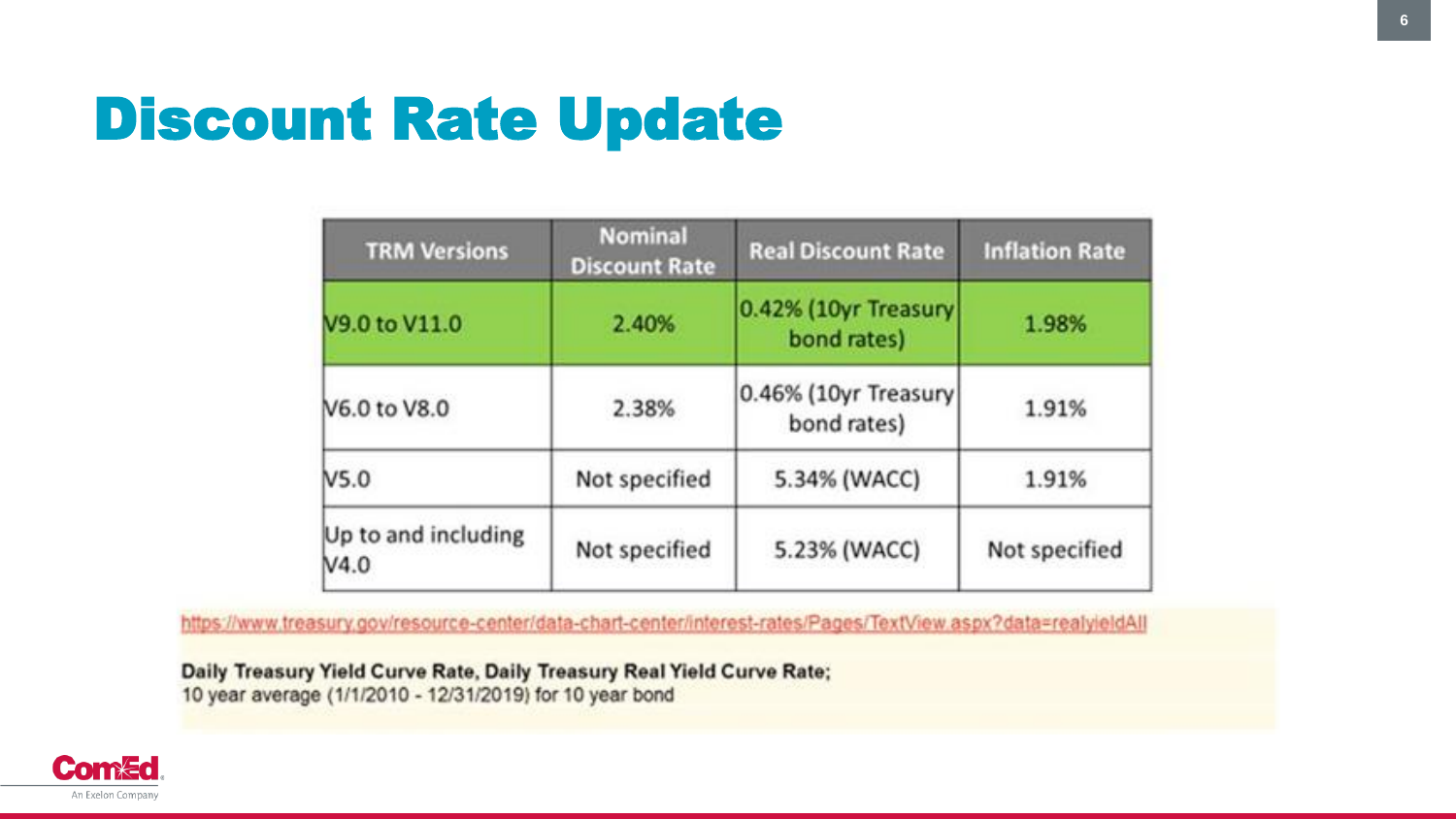# Discount Rate Update

| TRM Versions | Nominal Discount Rate | Real Discount Rate | Inflation Rate |
|---|---|---|---|
| V9.0 to V11.0 | 2.40% | 0.42% (10yr Treasury bond rates) | 1.98% |
| V6.0 to V8.0 | 2.38% | 0.46% (10yr Treasury bond rates) | 1.91% |
| V5.0 | Not specified | 5.34% (WACC) | 1.91% |
| Up to and including V4.0 | Not specified | 5.23% (WACC) | Not specified |

https://www.treasury.gov/resource-center/data-chart-center/interest-rates/Pages/TextView.aspx?data=realyieldAll

**Daily Treasury Yield Curve Rate, Daily Treasury Real Yield Curve Rate;**
10 year average (1/1/2010 - 12/31/2019) for 10 year bond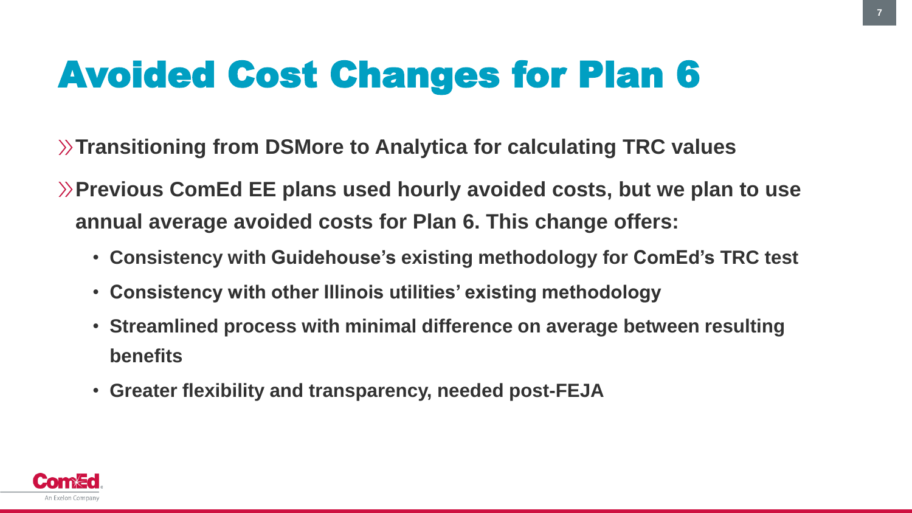# Avoided Cost Changes for Plan 6

- **Transitioning from DSMore to Analytica for calculating TRC values**
- **Previous ComEd EE plans used hourly avoided costs, but we plan to use annual average avoided costs for Plan 6. This change offers:**
  - **Consistency with Guidehouse's existing methodology for ComEd's TRC test**
  - **Consistency with other Illinois utilities' existing methodology**
  - **Streamlined process with minimal difference on average between resulting benefits**
  - **Greater flexibility and transparency, needed post-FEJA**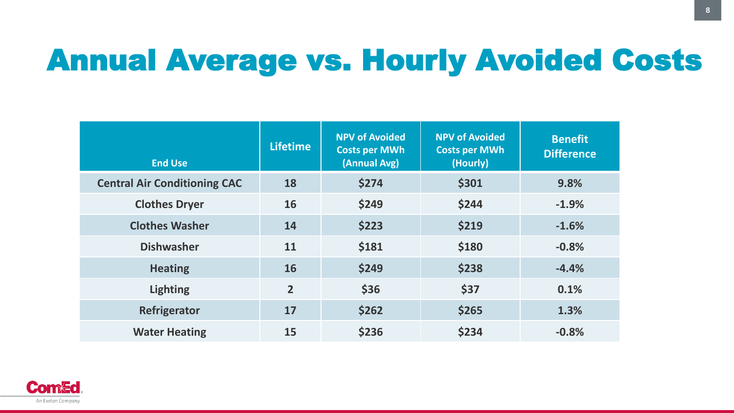# Annual Average vs. Hourly Avoided Costs

| End Use | Lifetime | NPV of Avoided Costs per MWh (Annual Avg) | NPV of Avoided Costs per MWh (Hourly) | Benefit Difference |
|---|---|---|---|---|
| Central Air Conditioning CAC | 18 | $274 | $301 | 9.8% |
| Clothes Dryer | 16 | $249 | $244 | -1.9% |
| Clothes Washer | 14 | $223 | $219 | -1.6% |
| Dishwasher | 11 | $181 | $180 | -0.8% |
| Heating | 16 | $249 | $238 | -4.4% |
| Lighting | 2 | $36 | $37 | 0.1% |
| Refrigerator | 17 | $262 | $265 | 1.3% |
| Water Heating | 15 | $236 | $234 | -0.8% |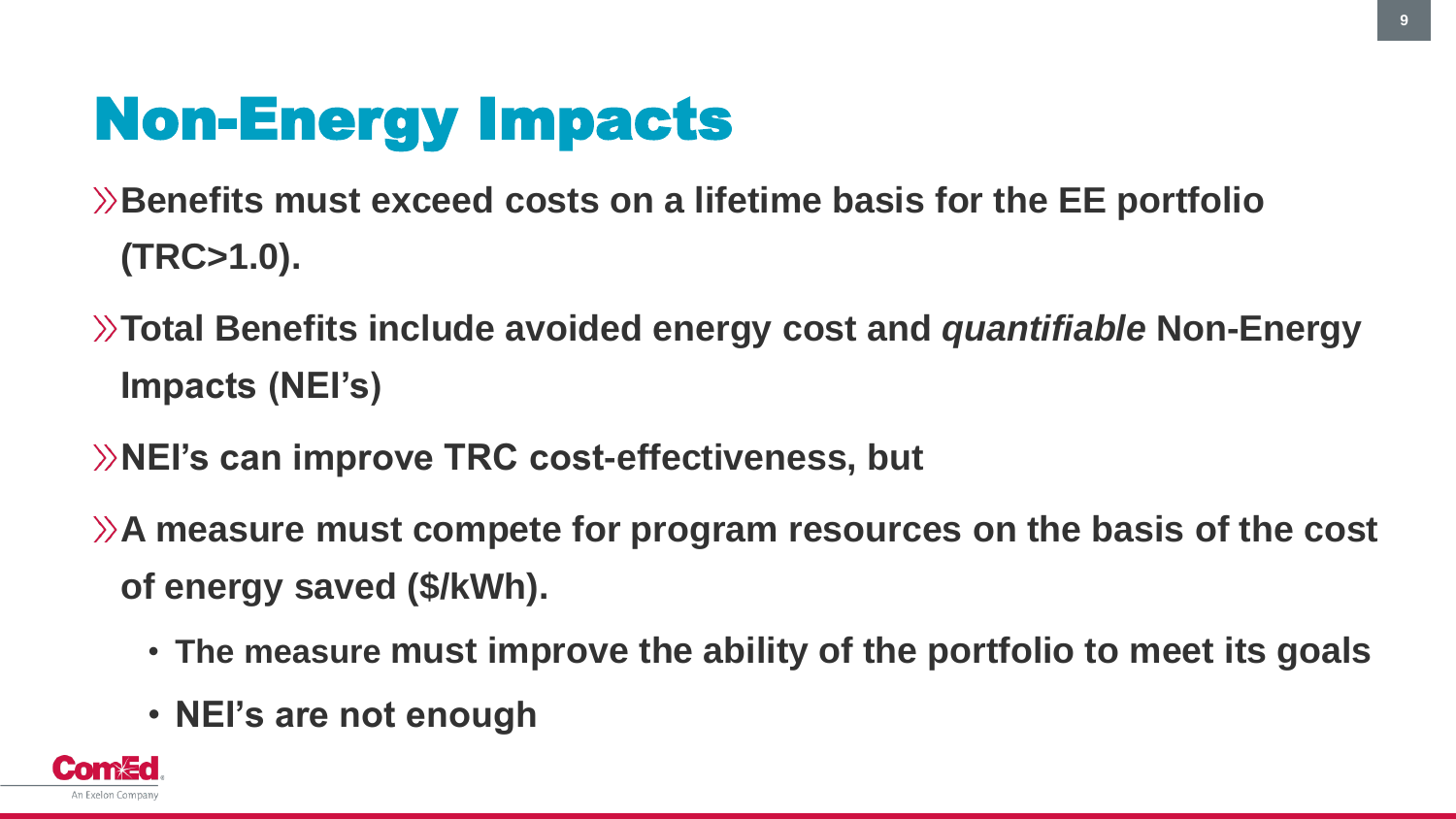# Non-Energy Impacts

- **Benefits must exceed costs on a lifetime basis for the EE portfolio (TRC>1.0).**
- **Total Benefits include avoided energy cost and *quantifiable* Non-Energy Impacts (NEI's)**
- **NEI's can improve TRC cost-effectiveness, but**
- **A measure must compete for program resources on the basis of the cost of energy saved ($/kWh).**
  - **The measure must improve the ability of the portfolio to meet its goals**
  - **NEI's are not enough**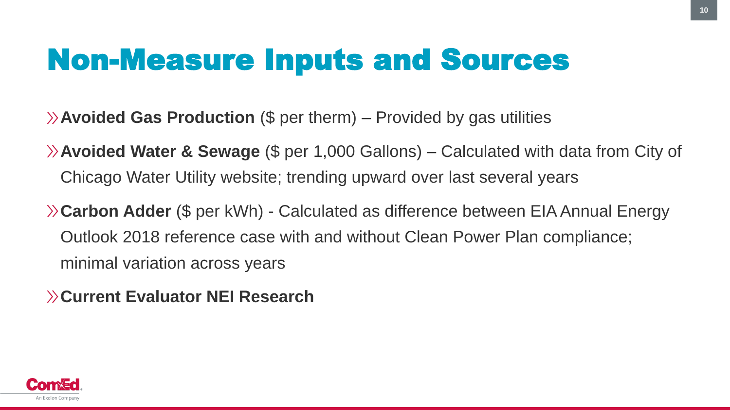# Non-Measure Inputs and Sources

- **Avoided Gas Production** ($ per therm) – Provided by gas utilities
- **Avoided Water & Sewage** ($ per 1,000 Gallons) – Calculated with data from City of Chicago Water Utility website; trending upward over last several years
- **Carbon Adder** ($ per kWh) - Calculated as difference between EIA Annual Energy Outlook 2018 reference case with and without Clean Power Plan compliance; minimal variation across years
- **Current Evaluator NEI Research**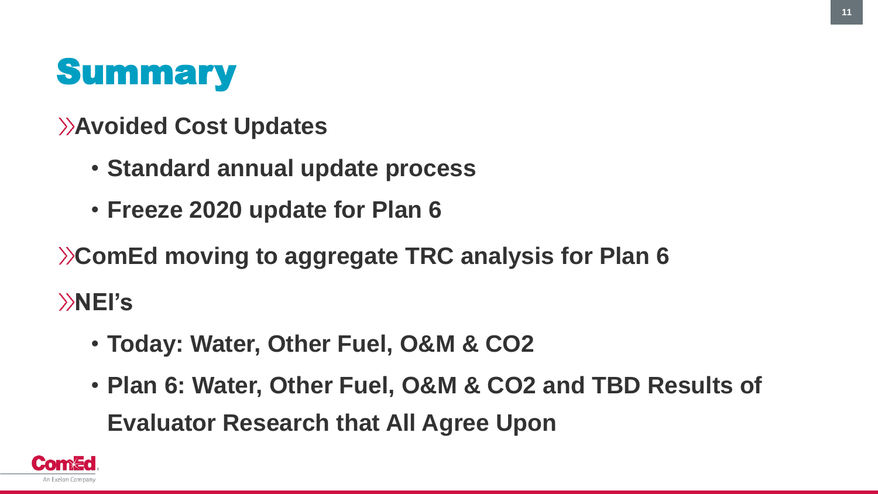# Summary

- **Avoided Cost Updates**
  - **Standard annual update process**
  - **Freeze 2020 update for Plan 6**
- **ComEd moving to aggregate TRC analysis for Plan 6**
- **NEI's**
  - **Today: Water, Other Fuel, O&M & $CO_2$**
  - **Plan 6: Water, Other Fuel, O&M & $CO_2$ and TBD Results of Evaluator Research that All Agree Upon**